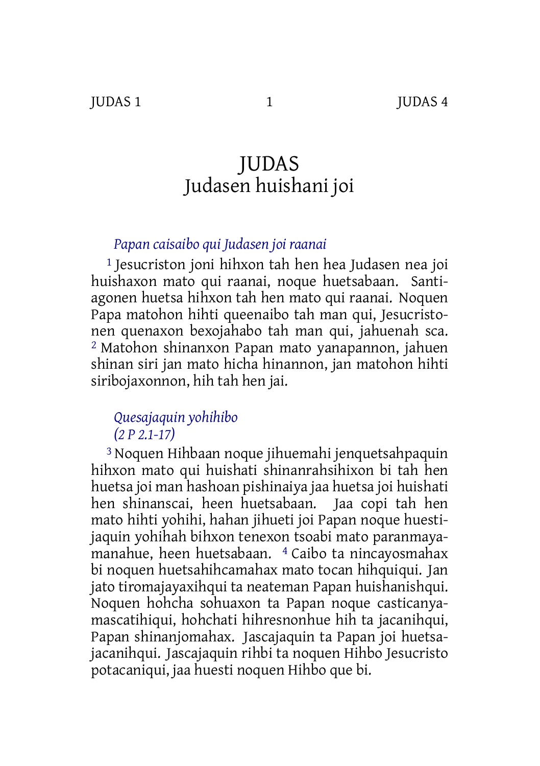# JUDAS
## Judasen huishani joi

*Papan caisaibo qui Judasen joi raanai*

[1] Jesucriston joni hihxon tah hen hea Judasen nea joi huishaxon mato qui raanai, noque huetsabaan. Santiagonen huetsa hihxon tah hen mato qui raanai. Noquen Papa matohon hihti queenaibo tah man qui, Jesucristonen quenaxon bexojahabo tah man qui, jahuenah sca. [2] Matohon shinanxon Papan mato yanapannon, jahuen shinan siri jan mato hicha hinannon, jan matohon hihti siribojaxonnon, hih tah hen jai.

*Quesajaquin yohihibo*
*(2 P 2.1-17)*

[3] Noquen Hihbaan noque jihuemahi jenquetsahpaquin hihxon mato qui huishati shinanrahsihixon bi tah hen huetsa joi man hashoan pishinaiya jaa huetsa joi huishati hen shinanscai, heen huetsabaan. Jaa copi tah hen mato hihti yohihi, hahan jihueti joi Papan noque huestijaquin yohihah bihxon tenexon tsoabi mato paranmayamanahue, heen huetsabaan. [4] Caibo ta nincayosmahax bi noquen huetsahihcamahax mato tocan hihquiqui. Jan jato tiromajayaxihqui ta neateman Papan huishanishqui. Noquen hohcha sohuaxon ta Papan noque casticanyamascatihiqui, hohchati hihresnonhue hih ta jacanihqui, Papan shinanjomahax. Jascajaquin ta Papan joi huetsajacanihqui. Jascajaquin rihbi ta noquen Hihbo Jesucristo potacaniqui, jaa huesti noquen Hihbo que bi.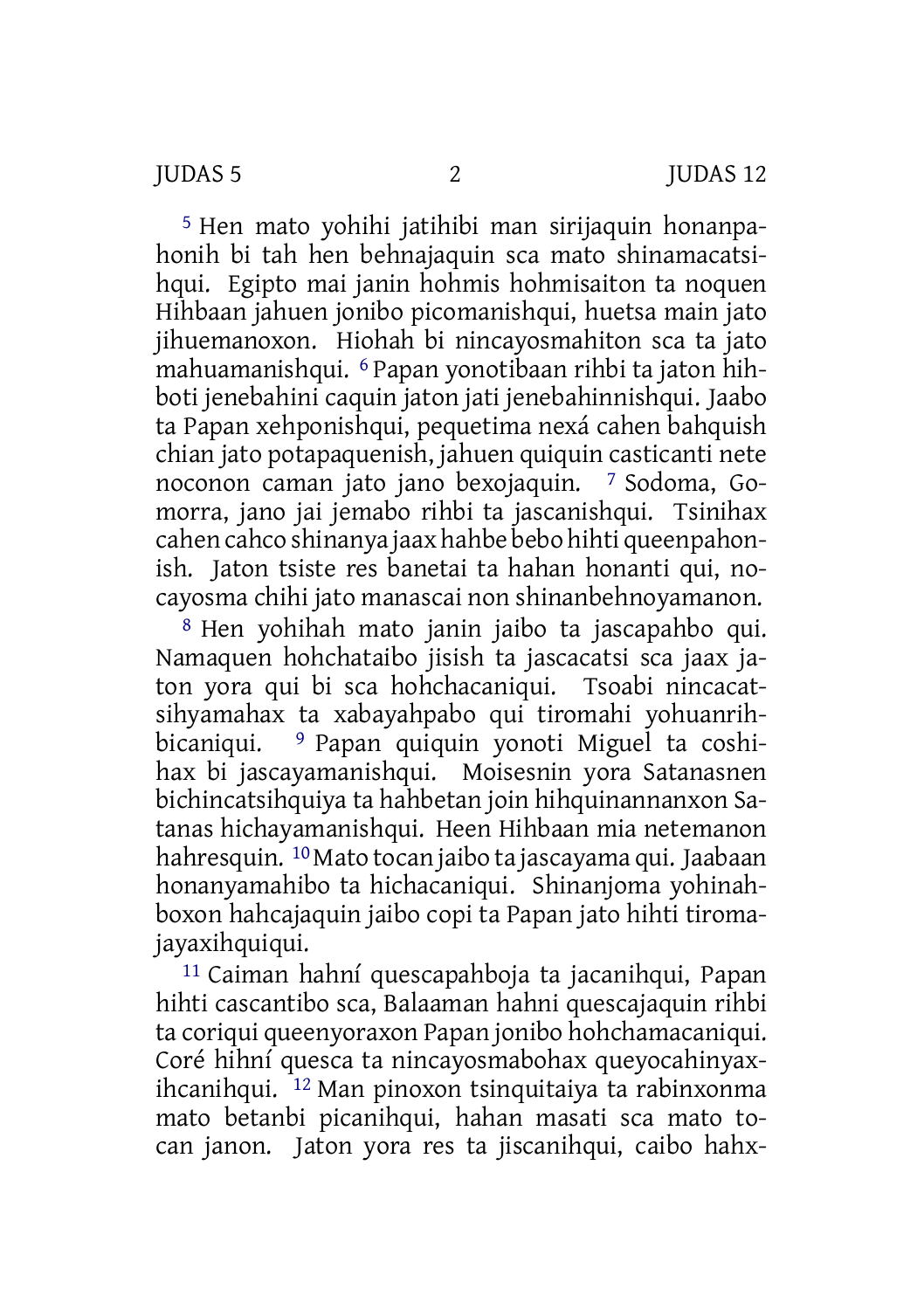[5] Hen mato yohihi jatihibi man sirijaquin honanpahonih bi tah hen behnajaquin sca mato shinamacatsihqui. Egipto mai janin hohmis hohmisaiton ta noquen Hihbaan jahuen jonibo picomanishqui, huetsa main jato jihuemanoxon. Hiohah bi nincayosmahiton sca ta jato mahuamanishqui. [6] Papan yonotibaan rihbi ta jaton hihboti jenebahini caquin jaton jati jenebahinnishqui. Jaabo ta Papan xehponishqui, pequetima nexá cahen bahquish chian jato potapaquenish, jahuen quiquin casticanti nete noconon caman jato jano bexojaquin. [7] Sodoma, Gomorra, jano jai jemabo rihbi ta jascanishqui. Tsinihax cahen cahco shinanya jaax hahbe bebo hihti queenpahonish. Jaton tsiste res banetai ta hahan honanti qui, nocayosma chihi jato manascai non shinanbehnoyamanon.

[8] Hen yohihah mato janin jaibo ta jascapahbo qui. Namaquen hohchataibo jisish ta jascacatsi sca jaax jaton yora qui bi sca hohchacaniqui. Tsoabi nincacatsihyamahax ta xabayahpabo qui tiromahi yohuanrihbicaniqui. [9] Papan quiquin yonoti Miguel ta coshihax bi jascayamanishqui. Moisesnin yora Satanasnen bichincatsihquiya ta hahbetan join hihquinannanxon Satanas hichayamanishqui. Heen Hihbaan mia netemanon hahresquin. [10] Mato tocan jaibo ta jascayama qui. Jaabaan honanyamahibo ta hichacaniqui. Shinanjoma yohinahboxon hahcajaquin jaibo copi ta Papan jato hihti tiromajayaxihquiqui.

[11] Caiman hahní quescapahboja ta jacanihqui, Papan hihti cascantibo sca, Balaaman hahni quescajaquin rihbi ta coriqui queenyoraxon Papan jonibo hohchamacaniqui. Coré hihní quesca ta nincayosmabohax queyocahinyaxihcanihqui. [12] Man pinoxon tsinquitaiya ta rabinxonma mato betanbi picanihqui, hahan masati sca mato tocan janon. Jaton yora res ta jiscanihqui, caibo hahx-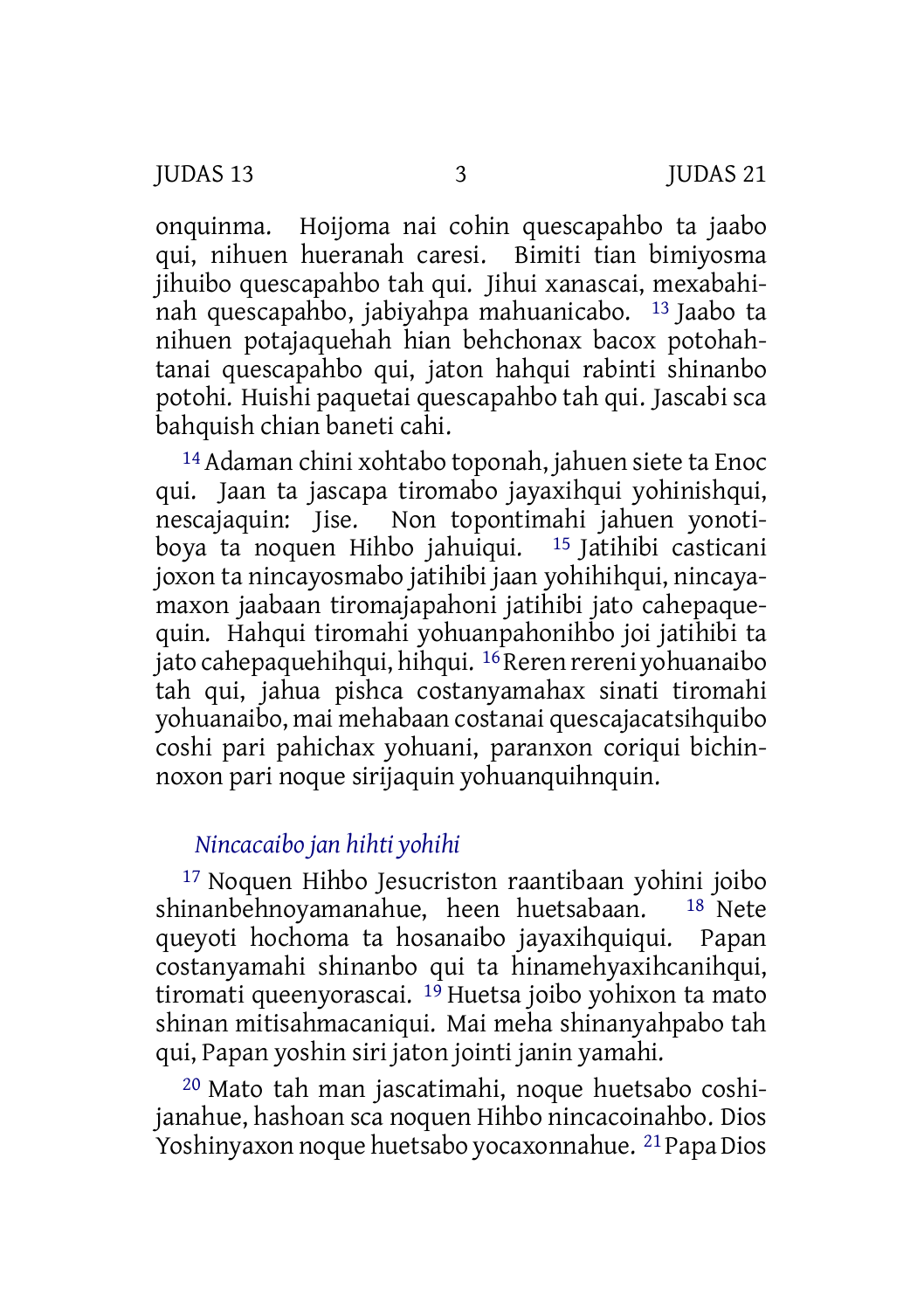onquinma. Hoijoma nai cohin quescapahbo ta jaabo qui, nihuen hueranah caresi. Bimiti tian bimiyosma jihuibo quescapahbo tah qui. Jihui xanascai, mexabahinah quescapahbo, jabiyahpa mahuanicabo. [13] Jaabo ta nihuen potajaquehah hian behchonax bacox potohahtanai quescapahbo qui, jaton hahqui rabinti shinanbo potohi. Huishi paquetai quescapahbo tah qui. Jascabi sca bahquish chian baneti cahi.

[14] Adaman chini xohtabo toponah, jahuen siete ta Enoc qui. Jaan ta jascapa tiromabo jayaxihqui yohinishqui, nescajaquin: Jise. Non topontimahi jahuen yonotiboya ta noquen Hihbo jahuiqui. [15] Jatihibi casticani joxon ta nincayosmabo jatihibi jaan yohihihqui, nincayamaxon jaabaan tiromajapahoni jatihibi jato cahepaquequin. Hahqui tiromahi yohuanpahonihbo joi jatihibi ta jato cahepaquehihqui, hihqui. [16] Reren rereni yohuanaibo tah qui, jahua pishca costanyamahax sinati tiromahi yohuanaibo, mai mehabaan costanai quescajacatsihquibo coshi pari pahichax yohuani, paranxon coriqui bichinnoxon pari noque sirijaquin yohuanquihnquin.

### *Nincacaibo jan hihti yohihi*

[17] Noquen Hihbo Jesucriston raantibaan yohini joibo shinanbehnoyamanahue, heen huetsabaan. [18] Nete queyoti hochoma ta hosanaibo jayaxihquiqui. Papan costanyamahi shinanbo qui ta hinamehyaxihcanihqui, tiromati queenyorascai. [19] Huetsa joibo yohixon ta mato shinan mitisahmacaniqui. Mai meha shinanyahpabo tah qui, Papan yoshin siri jaton jointi janin yamahi.

[20] Mato tah man jascatimahi, noque huetsabo coshijanahue, hashoan sca noquen Hihbo nincacoinahbo. Dios Yoshinyaxon noque huetsabo yocaxonnahue. [21] Papa Dios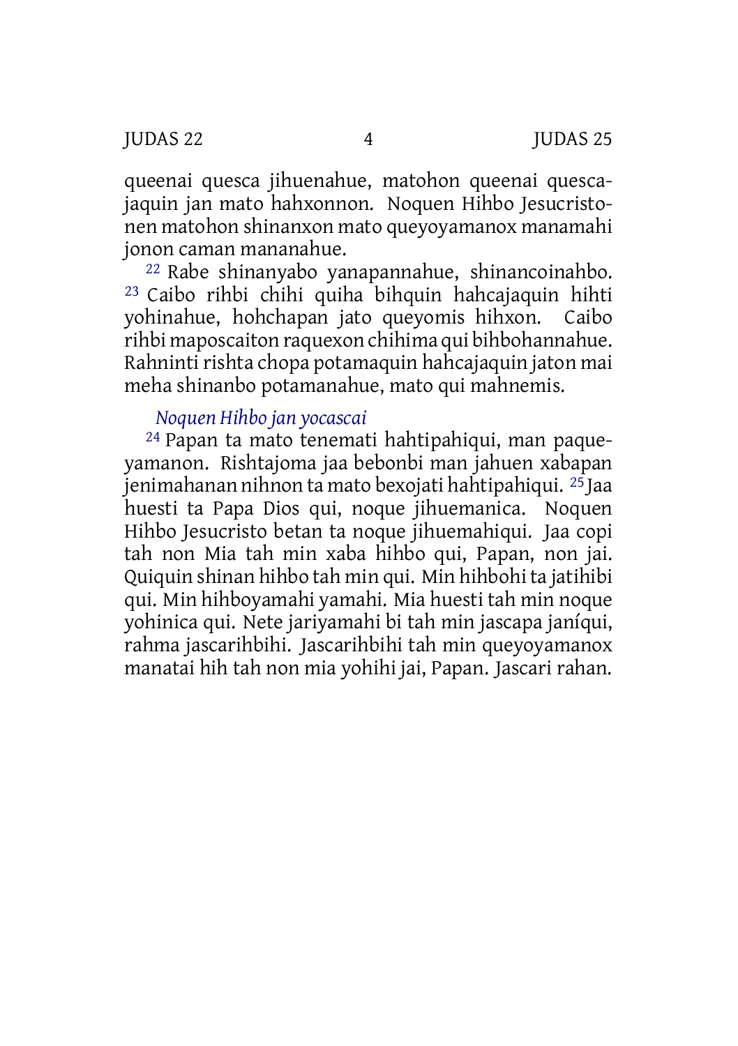queenai quesca jihuenahue, matohon queenai quescajaquin jan mato hahxonnon. Noquen Hihbo Jesucristonen matohon shinanxon mato queyoyamanox manamahi jonon caman mananahue.

[22] Rabe shinanyabo yanapannahue, shinancoinahbo. [23] Caibo rihbi chihi quiha bihquin hahcajaquin hihti yohinahue, hohchapan jato queyomis hihxon. Caibo rihbi maposcaiton raquexon chihima qui bihbohannahue. Rahninti rishta chopa potamaquin hahcajaquin jaton mai meha shinanbo potamanahue, mato qui mahnemis.

*Noquen Hihbo jan yocascai*

[24] Papan ta mato tenemati hahtipahiqui, man paqueyamanon. Rishtajoma jaa bebonbi man jahuen xabapan jenimahanan nihnon ta mato bexojati hahtipahiqui. [25] Jaa huesti ta Papa Dios qui, noque jihuemanica. Noquen Hihbo Jesucristo betan ta noque jihuemahiqui. Jaa copi tah non Mia tah min xaba hihbo qui, Papan, non jai. Quiquin shinan hihbo tah min qui. Min hihbohi ta jatihibi qui. Min hihboyamahi yamahi. Mia huesti tah min noque yohinica qui. Nete jariyamahi bi tah min jascapa janíqui, rahma jascarihbihi. Jascarihbihi tah min queyoyamanox manatai hih tah non mia yohihi jai, Papan. Jascari rahan.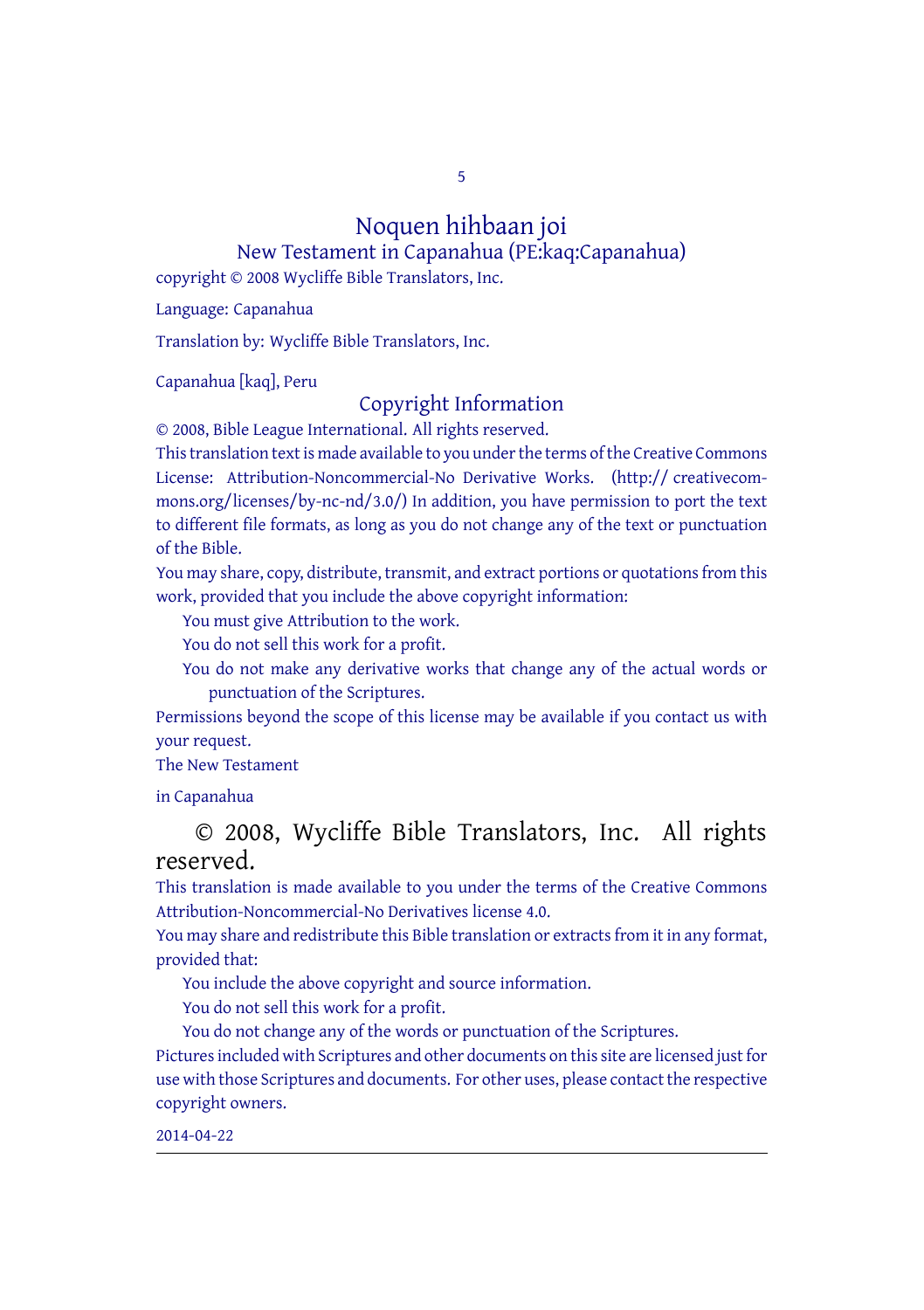# Noquen hihbaan joi

## New Testament in Capanahua (PE:kaq:Capanahua)

copyright © 2008 Wycliffe Bible Translators, Inc.

Language: Capanahua

Translation by: Wycliffe Bible Translators, Inc.

Capanahua [kaq], Peru

## Copyright Information

© 2008, Bible League International. All rights reserved.

This translation text is made available to you under the terms of the Creative Commons License: Attribution-Noncommercial-No Derivative Works. (http:// creativecommons.org/licenses/by-nc-nd/3.0/) In addition, you have permission to port the text to different file formats, as long as you do not change any of the text or punctuation of the Bible.

You may share, copy, distribute, transmit, and extract portions or quotations from this work, provided that you include the above copyright information:

You must give Attribution to the work.

You do not sell this work for a profit.

You do not make any derivative works that change any of the actual words or punctuation of the Scriptures.

Permissions beyond the scope of this license may be available if you contact us with your request.

The New Testament

in Capanahua

© 2008, Wycliffe Bible Translators, Inc. All rights reserved.

This translation is made available to you under the terms of the Creative Commons Attribution-Noncommercial-No Derivatives license 4.0.

You may share and redistribute this Bible translation or extracts from it in any format, provided that:

You include the above copyright and source information.

You do not sell this work for a profit.

You do not change any of the words or punctuation of the Scriptures.

Pictures included with Scriptures and other documents on this site are licensed just for use with those Scriptures and documents. For other uses, please contact the respective copyright owners.

2014-04-22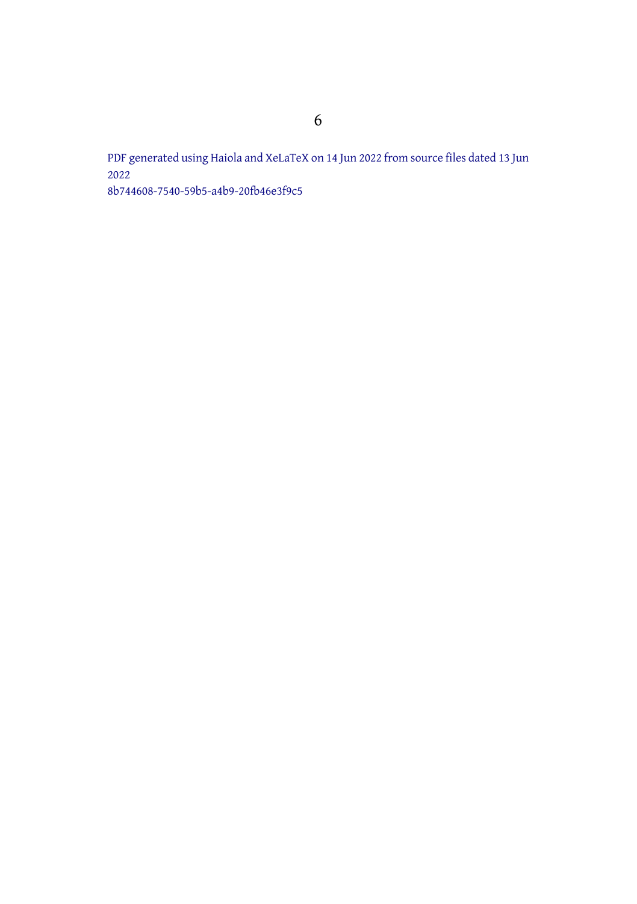PDF generated using Haiola and XeLaTeX on 14 Jun 2022 from source files dated 13 Jun 2022

8b744608-7540-59b5-a4b9-20fb46e3f9c5